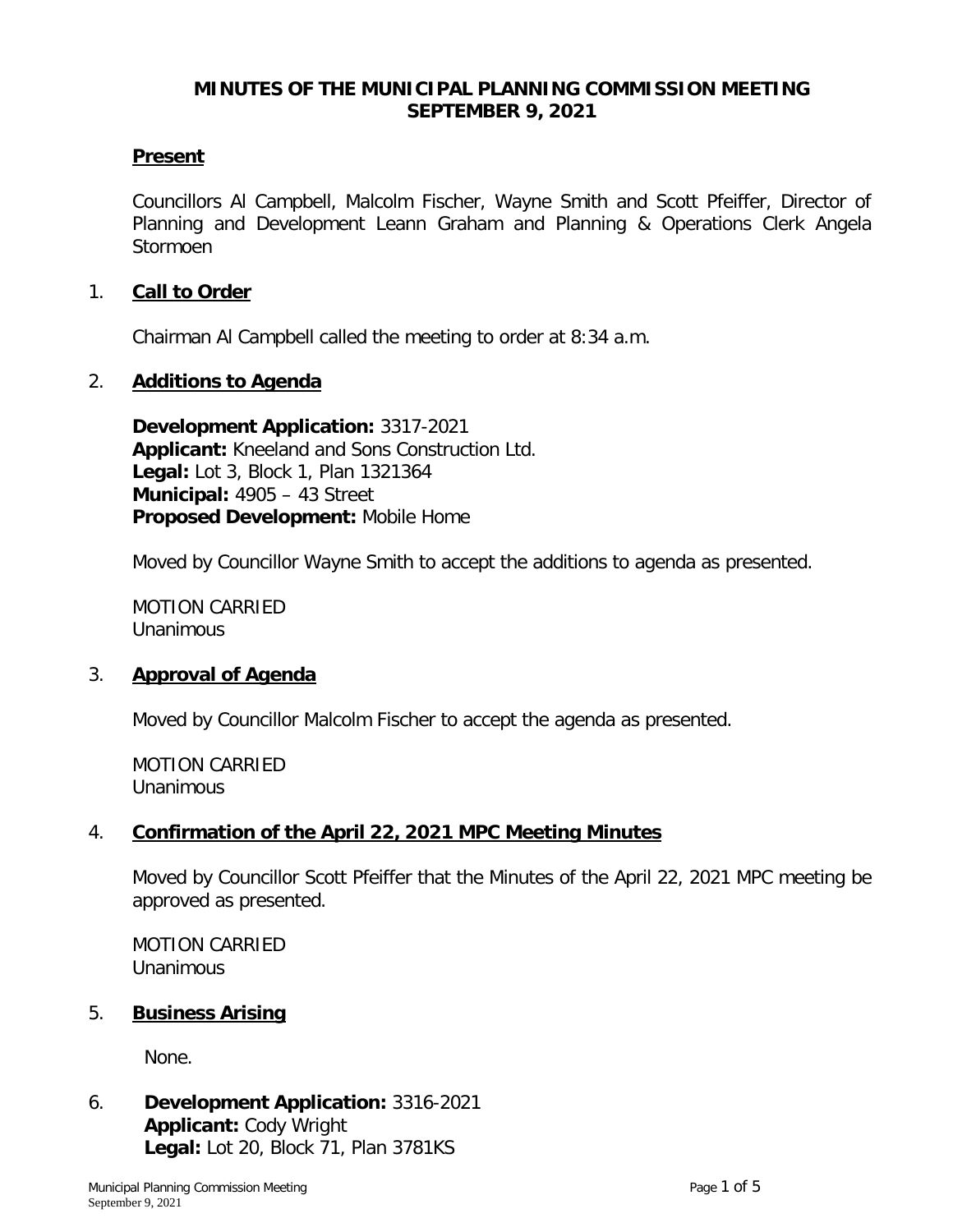# MINUTES OF THE MUNICIPAL PLANNING COMMISSION MEETING SEPTEMBER 9, 2021

## Present

Councillors Al Campbell, Malcolm Fischer, Wayne Smith and Scott Pfeiffer, Director of Planning and Development Leann Graham and Planning & Operations Clerk Angela Stormoen

## 1. Call to Order

Chairman Al Campbell called the meeting to order at 8:34 a.m.

## 2. Additions to Agenda

**Development Application:** 3317-2021
**Applicant:** Kneeland and Sons Construction Ltd.
**Legal:** Lot 3, Block 1, Plan 1321364
**Municipal:** 4905 – 43 Street
**Proposed Development:** Mobile Home

Moved by Councillor Wayne Smith to accept the additions to agenda as presented.

MOTION CARRIED
Unanimous

## 3. Approval of Agenda

Moved by Councillor Malcolm Fischer to accept the agenda as presented.

MOTION CARRIED
Unanimous

## 4. Confirmation of the April 22, 2021 MPC Meeting Minutes

Moved by Councillor Scott Pfeiffer that the Minutes of the April 22, 2021 MPC meeting be approved as presented.

MOTION CARRIED
Unanimous

## 5. Business Arising

None.

## 6. Development Application: 3316-2021

**Applicant:** Cody Wright
**Legal:** Lot 20, Block 71, Plan 3781KS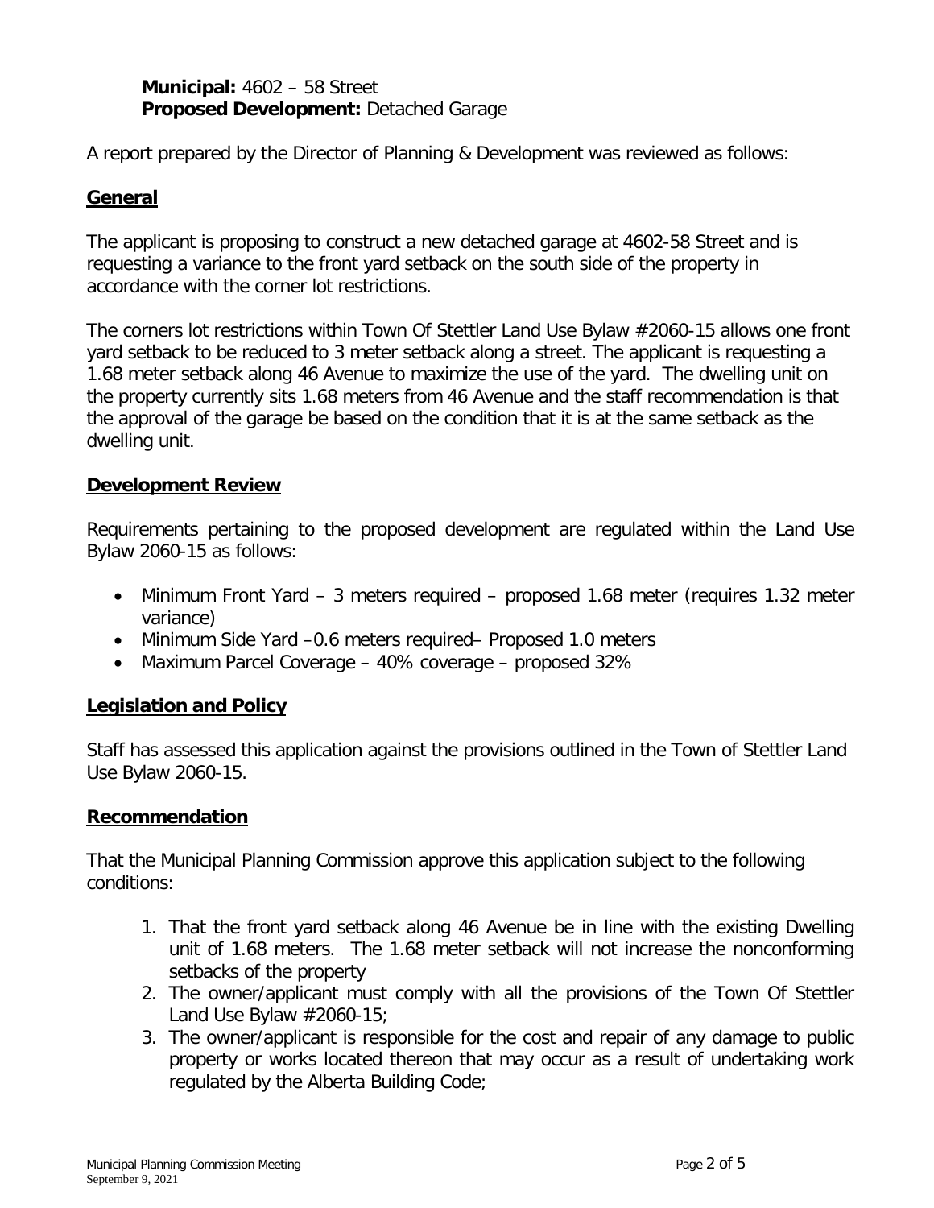**Municipal:** 4602 – 58 Street
**Proposed Development:** Detached Garage

A report prepared by the Director of Planning & Development was reviewed as follows:

## General

The applicant is proposing to construct a new detached garage at 4602-58 Street and is requesting a variance to the front yard setback on the south side of the property in accordance with the corner lot restrictions.

The corners lot restrictions within Town Of Stettler Land Use Bylaw #2060-15 allows one front yard setback to be reduced to 3 meter setback along a street. The applicant is requesting a 1.68 meter setback along 46 Avenue to maximize the use of the yard. The dwelling unit on the property currently sits 1.68 meters from 46 Avenue and the staff recommendation is that the approval of the garage be based on the condition that it is at the same setback as the dwelling unit.

## Development Review

Requirements pertaining to the proposed development are regulated within the Land Use Bylaw 2060-15 as follows:

- Minimum Front Yard – 3 meters required – proposed 1.68 meter (requires 1.32 meter variance)
- Minimum Side Yard –0.6 meters required– Proposed 1.0 meters
- Maximum Parcel Coverage – 40% coverage – proposed 32%

## Legislation and Policy

Staff has assessed this application against the provisions outlined in the Town of Stettler Land Use Bylaw 2060-15.

## Recommendation

That the Municipal Planning Commission approve this application subject to the following conditions:

1. That the front yard setback along 46 Avenue be in line with the existing Dwelling unit of 1.68 meters. The 1.68 meter setback will not increase the nonconforming setbacks of the property
2. The owner/applicant must comply with all the provisions of the Town Of Stettler Land Use Bylaw #2060-15;
3. The owner/applicant is responsible for the cost and repair of any damage to public property or works located thereon that may occur as a result of undertaking work regulated by the Alberta Building Code;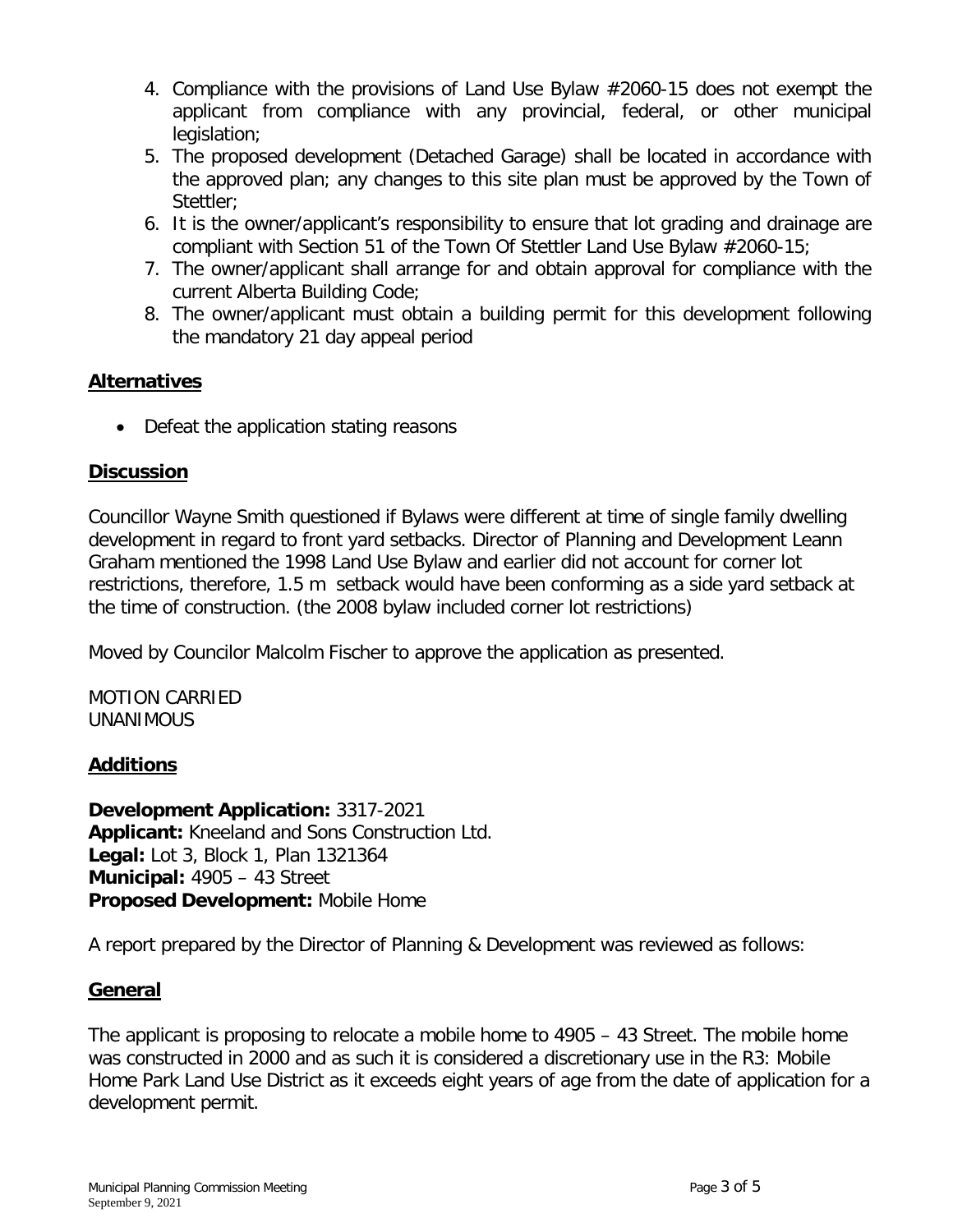4. Compliance with the provisions of Land Use Bylaw #2060-15 does not exempt the applicant from compliance with any provincial, federal, or other municipal legislation;
5. The proposed development (Detached Garage) shall be located in accordance with the approved plan; any changes to this site plan must be approved by the Town of Stettler;
6. It is the owner/applicant's responsibility to ensure that lot grading and drainage are compliant with Section 51 of the Town Of Stettler Land Use Bylaw #2060-15;
7. The owner/applicant shall arrange for and obtain approval for compliance with the current Alberta Building Code;
8. The owner/applicant must obtain a building permit for this development following the mandatory 21 day appeal period

## Alternatives

- Defeat the application stating reasons

## Discussion

Councillor Wayne Smith questioned if Bylaws were different at time of single family dwelling development in regard to front yard setbacks. Director of Planning and Development Leann Graham mentioned the 1998 Land Use Bylaw and earlier did not account for corner lot restrictions, therefore, 1.5 m setback would have been conforming as a side yard setback at the time of construction. (the 2008 bylaw included corner lot restrictions)

Moved by Councilor Malcolm Fischer to approve the application as presented.

MOTION CARRIED
UNANIMOUS

## Additions

**Development Application:** 3317-2021
**Applicant:** Kneeland and Sons Construction Ltd.
**Legal:** Lot 3, Block 1, Plan 1321364
**Municipal:** 4905 – 43 Street
**Proposed Development:** Mobile Home

A report prepared by the Director of Planning & Development was reviewed as follows:

## General

The applicant is proposing to relocate a mobile home to 4905 – 43 Street. The mobile home was constructed in 2000 and as such it is considered a discretionary use in the R3: Mobile Home Park Land Use District as it exceeds eight years of age from the date of application for a development permit.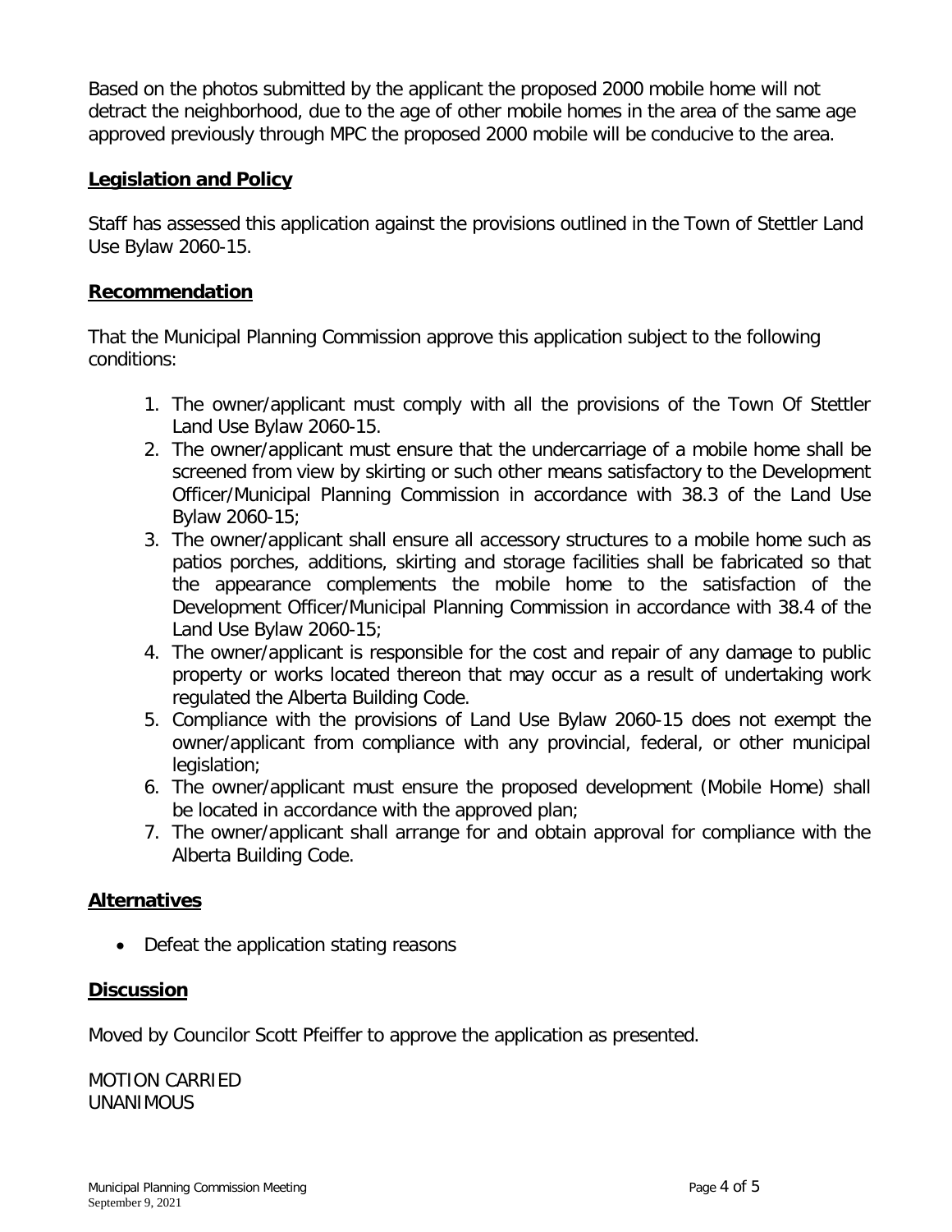Based on the photos submitted by the applicant the proposed 2000 mobile home will not detract the neighborhood, due to the age of other mobile homes in the area of the same age approved previously through MPC the proposed 2000 mobile will be conducive to the area.

## Legislation and Policy

Staff has assessed this application against the provisions outlined in the Town of Stettler Land Use Bylaw 2060-15.

## Recommendation

That the Municipal Planning Commission approve this application subject to the following conditions:

1. The owner/applicant must comply with all the provisions of the Town Of Stettler Land Use Bylaw 2060-15.
2. The owner/applicant must ensure that the undercarriage of a mobile home shall be screened from view by skirting or such other means satisfactory to the Development Officer/Municipal Planning Commission in accordance with 38.3 of the Land Use Bylaw 2060-15;
3. The owner/applicant shall ensure all accessory structures to a mobile home such as patios porches, additions, skirting and storage facilities shall be fabricated so that the appearance complements the mobile home to the satisfaction of the Development Officer/Municipal Planning Commission in accordance with 38.4 of the Land Use Bylaw 2060-15;
4. The owner/applicant is responsible for the cost and repair of any damage to public property or works located thereon that may occur as a result of undertaking work regulated the Alberta Building Code.
5. Compliance with the provisions of Land Use Bylaw 2060-15 does not exempt the owner/applicant from compliance with any provincial, federal, or other municipal legislation;
6. The owner/applicant must ensure the proposed development (Mobile Home) shall be located in accordance with the approved plan;
7. The owner/applicant shall arrange for and obtain approval for compliance with the Alberta Building Code.

## Alternatives

- Defeat the application stating reasons

## Discussion

Moved by Councilor Scott Pfeiffer to approve the application as presented.

MOTION CARRIED
UNANIMOUS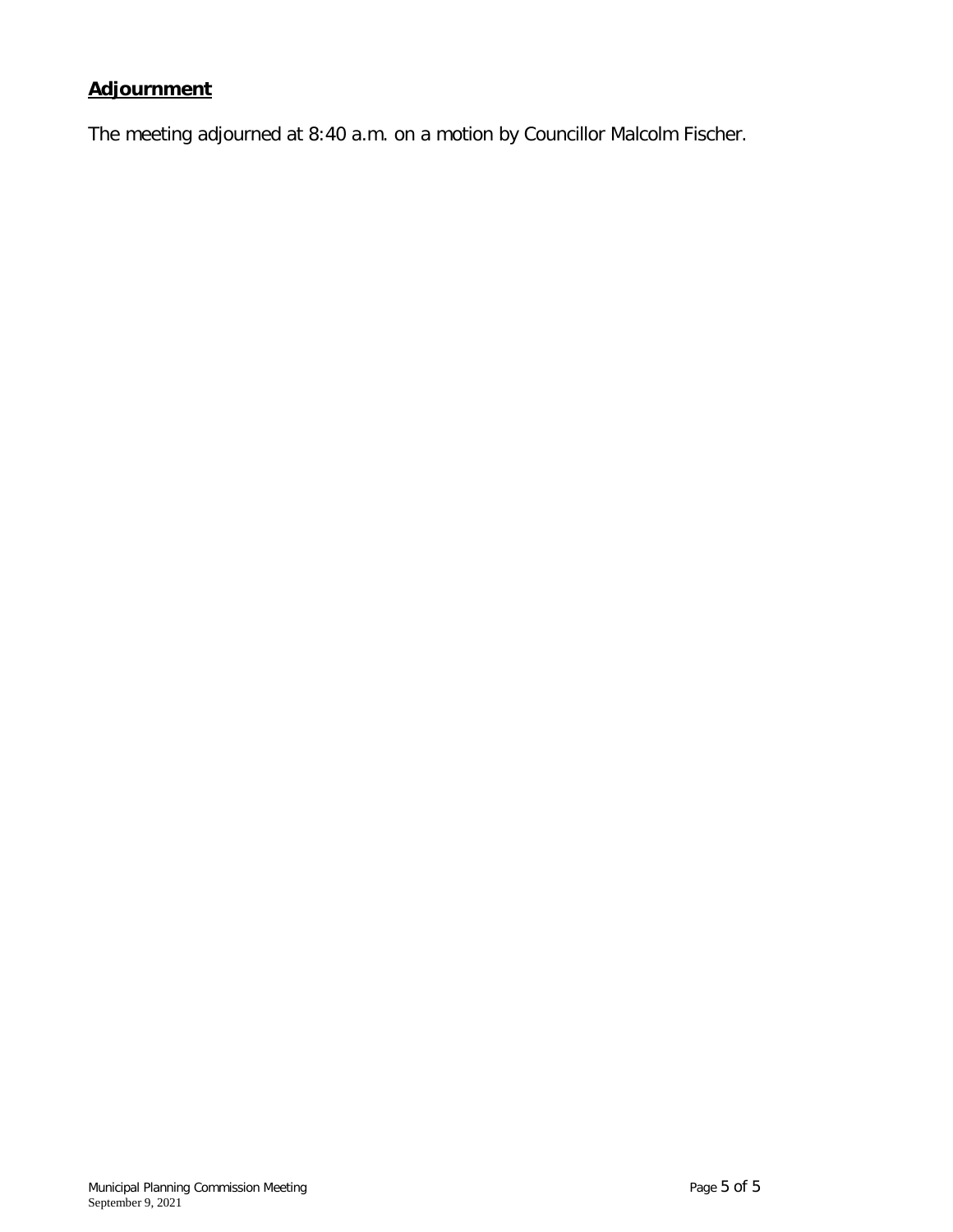**Adjournment**

The meeting adjourned at 8:40 a.m. on a motion by Councillor Malcolm Fischer.